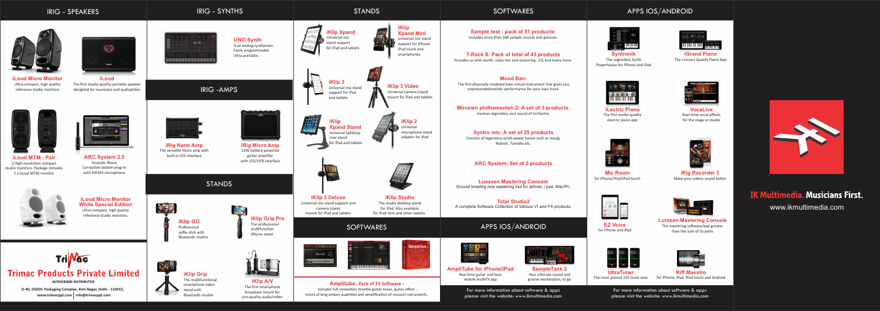## IRIG - SPEAKERS

**iLoud Micro Monitor**
Ultra-compact, high quality reference studio monitors

**iLoud**
The first studio-quality portable speaker designed for musicians and audiophiles

**iLoud MTM - Pair**
2 High-resolution compact studio monitors. Package includes 2 x iLoud MTM monitor

**ARC System 2.5**
Acoustic Room Correction System plug-in with MEMS microphone

**iLoud Micro Monitor White Special Edition**
Ultra-compact, high quality reference studio monitors.

**Trimac Products Private Limited**
AUTHORISED DISTRIBUTOR
D-40, DSIIDC Packaging Complex, Kirti Nagar, Delhi - 110015,
www.trimacppl.com | info@trimacppl.com

## IRIG - SYNTHS

**UNO Synth**
True analog synthesizer. Easily programmable. Ultra-portable.

## IRIG -AMPS

**iRig Nano Amp**
The versatile micro amp with built-in iOS interface

**iRig Micro Amp**
15W battery-powered guitar amplifier with iOS/USB interface

## STANDS

**iKlip GO**
Professional selfie stick with Bluetooth shutter

**iKlip Grip Pro**
The professional multifunction iPhone stand

**iKlip Grip**
The multifunctional smartphone video stand with Bluetooth shutter

**iKlip A/V**
The first smartphone broadcast mount for pro-quality audio/video

## STANDS

**iKlip Xpand**
Universal mic stand support for iPad and tablets

**iKlip Xpand Mini**
Universal mic stand support for iPhone, iPod touch and smartphones

**iKlip 3**
Universal mic stand support for iPad and tablets

**iKlip 3 Video**
Universal camera tripod mount for iPad and tablets

**iKlip Xpand Stand**
Universal tabletop riser stand for iPad and tablets

**iKlip 2**
Universal microphone stand adapter for iPad

**iKlip 3 Deluxe**
Universal mic stand support and camera tripod mount for iPad and tablets

**iKlip Studio**
The studio desktop stand for iPad. Also available for iPad mini and other tablets.

## SOFTWARES

**Amplitube: Pack of 25 Software :**
Includes full innovation throttle guitar tones, guitar effect , tones of leng endary auphities and amplification of musical instruments.

## SOFTWARES

**Sample test : pack of 51 products:**
Includes more than 500 sample sounds and grooves.

**T-Rack S: Pack of total of 43 products**
Provides us with world –class mix and wastering , EQ and many more.

**Mood Ban:**
The first physically modeled bass virtual instrument that gives you unprecendedrealistic performance for your bass track.

**Miroswn philhamonish-2: A set of 3 products.**
involves legendary soul sound of orchestra.

**Syntro mic: A set of 25 products**
Consists of legendary synth power house such as moog, Roland , Famaha etc.

**ARC System: Set of 2 products**

**Luessen Mastering Console**
Ground brealing new wastering tool for iphone, i pad, Mac/Pc.

**Total Studio2**
A complete Software Collection of Various VI and FX products.

## APPS IOS/ANDROID

**AmpliTube for iPhone/iPad**
Real time guitar and bass mobile multiFX app

**SampleTank 2**
Your ultimate sound and groove workstation, to go

For more information about software & apps please visit the website: www.ikmultimedia.com

## APPS IOS/ANDROID

**Syntronik**
The Legendary Synth Powerhouse for iPhone and iPad

**iGrand Piano**
The Concert Quality Piano App

**iLectric Piano**
The first studio-quality electric piano app

**VocaLive**
Real-time vocal effects for the stage or studio

**Mic Room**
for iPhone/iPad/iPod touch

**iRig Recorder 3**
Make your videos sound better

**EZ Voice**
for iPhone and iPad

**Lurssen Mastering Console**
The mastering software/app greater than the sum of its parts

**UltraTuner**
The most precise iOS tuner ever

**Riff Maestro**
for iPhone, iPad, iPod touch and Android

For more information about software & apps please visit the website: www.ikmultimedia.com

**IK Multimedia. Musicians First.**
www.ikmultimedia.com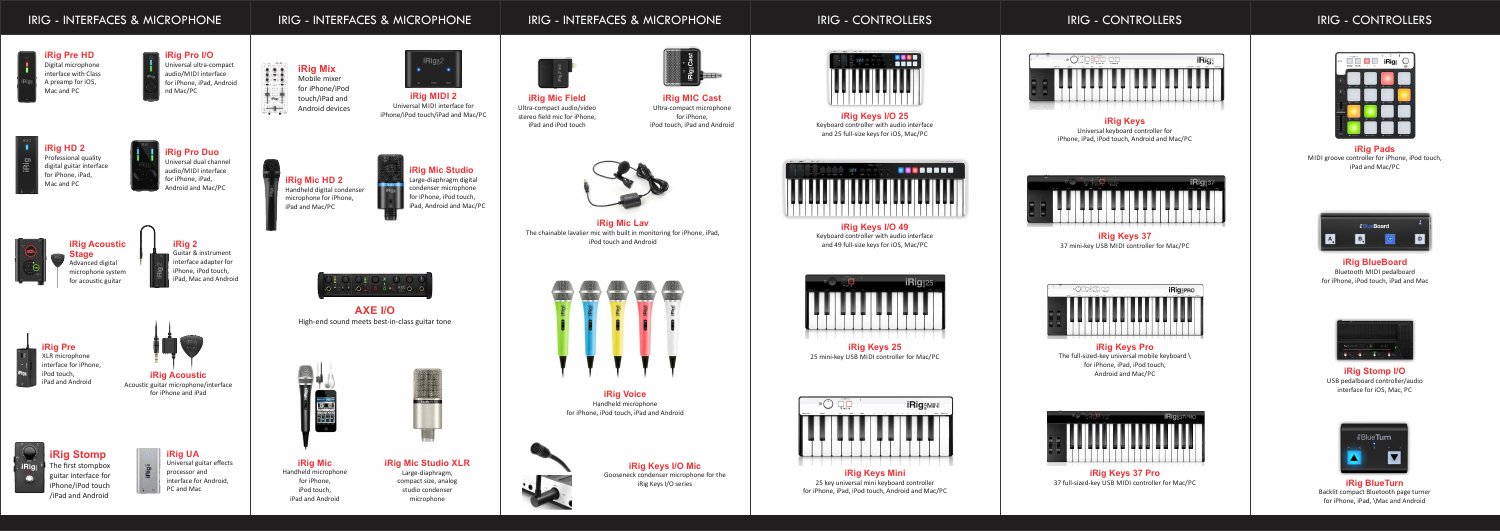## IRIG - INTERFACES & MICROPHONE

**iRig Pre HD**
Digital microphone interface with Class A preamp for iOS, Mac and PC

**iRig Pro I/O**
Universal ultra-compact audio/MIDI interface for iPhone, iPad, Android nd Mac/PC

**iRig HD 2**
Professional quality digital guitar interface for iPhone, iPad, Mac and PC

**iRig Pro Duo**
Universal dual channel audio/MIDI interface for iPhone, iPad, Android and Mac/PC

**iRig Acoustic Stage**
Advanced digital microphone system for acoustic guitar

**iRig 2**
Guitar & instrument interface adapter for iPhone, iPod touch, iPad, Mac and Android

**iRig Pre**
XLR microphone interface for iPhone, iPod touch, iPad and Android

**iRig Acoustic**
Acoustic guitar microphone/interface for iPhone and iPad

**iRig Stomp**
The first stompbox guitar interface for iPhone/iPod touch /iPad and Android

**iRig UA**
Universal guitar effects processor and interface for Android, PC and Mac

## IRIG - INTERFACES & MICROPHONE

**iRig Mix**
Mobile mixer for iPhone/iPod touch/iPad and Android devices

**iRig MIDI 2**
Universal MIDI interface for iPhone/iPod touch/iPad and Mac/PC

**iRig Mic HD 2**
Handheld digital condenser microphone for iPhone, iPad and Mac/PC

**iRig Mic Studio**
Large-diaphragm digital condenser microphone for iPhone, iPod touch, iPad, Android and Mac/PC

**AXE I/O**
High-end sound meets best-in-class guitar tone

**iRig Mic**
Handheld microphone for iPhone, iPod touch, iPad and Android

**iRig Mic Studio XLR**
Large-diaphragm, compact size, analog studio condenser microphone

## IRIG - INTERFACES & MICROPHONE

**iRig Mic Field**
Ultra-compact audio/video stereo field mic for iPhone, iPad and iPod touch

**iRig MIC Cast**
Ultra-compact microphone for iPhone, iPod touch, iPad and Android

**iRig Mic Lav**
The chainable lavalier mic with built in monitoring for iPhone, iPad, iPod touch and Android

**iRig Voice**
Handheld microphone for iPhone, iPod touch, iPad and Android

**iRig Keys I/O Mic**
Gooseneck condenser microphone for the iRig Keys I/O series

## IRIG - CONTROLLERS

**iRig Keys I/O 25**
Keyboard controller with audio interface and 25 full-size keys for iOS, Mac/PC

**iRig Keys I/O 49**
Keyboard controller with audio interface and 49 full-size keys for iOS, Mac/PC

**iRig Keys 25**
25 mini-key USB MIDI controller for Mac/PC

**iRig Keys Mini**
25 key universal mini keyboard controller for iPhone, iPad, iPod touch, Android and Mac/PC

## IRIG - CONTROLLERS

**iRig Keys**
Universal keyboard controller for iPhone, iPad, iPod touch, Android and Mac/PC

**iRig Keys 37**
37 mini-key USB MIDI controller for Mac/PC

**iRig Keys Pro**
The full-sized-key universal mobile keyboard \ for iPhone, iPad, iPod touch, Android and Mac/PC

**iRig Keys 37 Pro**
37 full-sized-key USB MIDI controller for Mac/PC

## IRIG - CONTROLLERS

**iRig Pads**
MIDI groove controller for iPhone, iPod touch, iPad and Mac/PC

**iRig BlueBoard**
Bluetooth MIDI pedalboard for iPhone, iPod touch, iPad and Mac

**iRig Stomp I/O**
USB pedalboard controller/audio interface for iOS, Mac, PC

**iRig BlueTurn**
Backlit compact Bluetooth page turner for iPhone, iPad, \Mac and Android